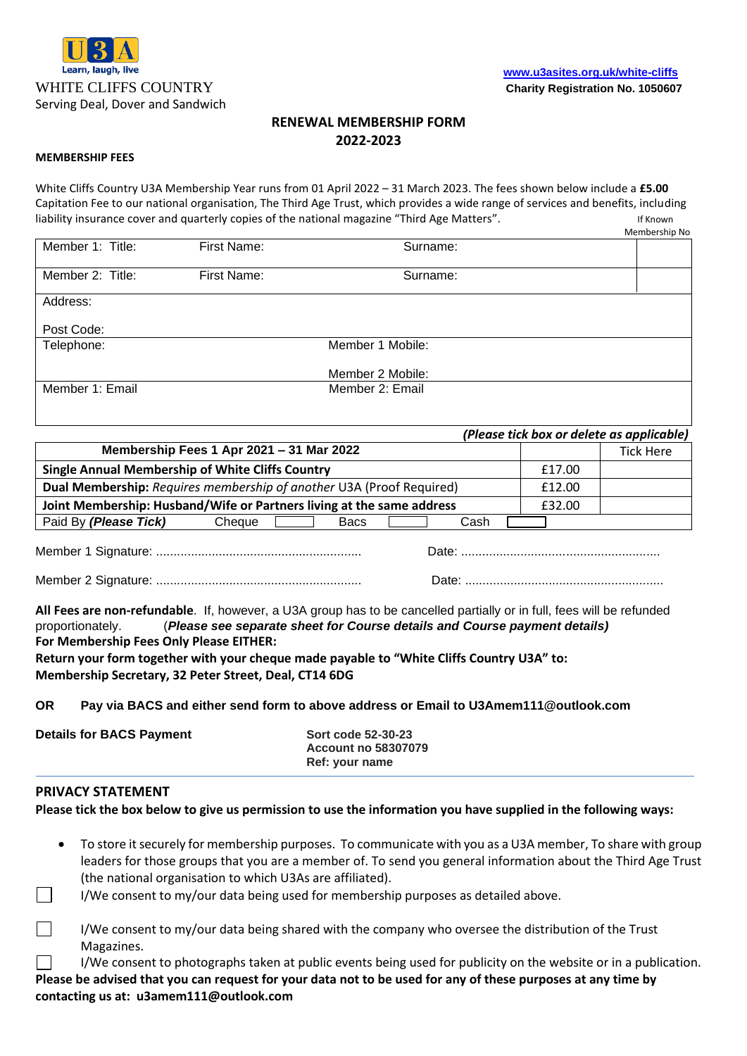U3A
Learn, laugh, live

WHITE CLIFFS COUNTRY
Serving Deal, Dover and Sandwich

www.u3asites.org.uk/white-cliffs
**Charity Registration No. 1050607**

# RENEWAL MEMBERSHIP FORM 2022-2023

**MEMBERSHIP FEES**

White Cliffs Country U3A Membership Year runs from 01 April 2022 – 31 March 2023. The fees shown below include a **£5.00** Capitation Fee to our national organisation, The Third Age Trust, which provides a wide range of services and benefits, including liability insurance cover and quarterly copies of the national magazine "Third Age Matters".

| Member 1: Title: | First Name: | Surname: | If Known Membership No |
|---|---|---|---|
| Member 2: Title: | First Name: | Surname: | |
| Address: Post Code: | | | |
| Telephone: | | Member 1 Mobile: Member 2 Mobile: | |
| Member 1: Email | | Member 2: Email | |

*(Please tick box or delete as applicable)*

| Membership Fees 1 Apr 2021 – 31 Mar 2022 | | Tick Here |
|---|---|---|
| **Single Annual Membership of White Cliffs Country** | £17.00 | |
| **Dual Membership:** *Requires membership of another* U3A (Proof Required) | £12.00 | |
| **Joint Membership: Husband/Wife or Partners living at the same address** | £32.00 | |
| Paid By ***(Please Tick)*** Cheque ☐ Bacs ☐ Cash ☐ | | |

Member 1 Signature: ........................................................... Date: .........................................................

Member 2 Signature: ........................................................... Date: .........................................................

**All Fees are non-refundable**. If, however, a U3A group has to be cancelled partially or in full, fees will be refunded proportionately. (***Please see separate sheet for Course details and Course payment details)***
**For Membership Fees Only Please EITHER:**
**Return your form together with your cheque made payable to "White Cliffs Country U3A" to:**
**Membership Secretary, 32 Peter Street, Deal, CT14 6DG**

**OR Pay via BACS and either send form to above address or Email to U3Amem111@outlook.com**

**Details for BACS Payment**

**Sort code 52-30-23**
**Account no 58307079**
**Ref: your name**

## PRIVACY STATEMENT

**Please tick the box below to give us permission to use the information you have supplied in the following ways:**

- To store it securely for membership purposes. To communicate with you as a U3A member, To share with group leaders for those groups that you are a member of. To send you general information about the Third Age Trust (the national organisation to which U3As are affiliated).

☐ I/We consent to my/our data being used for membership purposes as detailed above.

☐ I/We consent to my/our data being shared with the company who oversee the distribution of the Trust Magazines.

☐ I/We consent to photographs taken at public events being used for publicity on the website or in a publication.

**Please be advised that you can request for your data not to be used for any of these purposes at any time by contacting us at: u3amem111@outlook.com**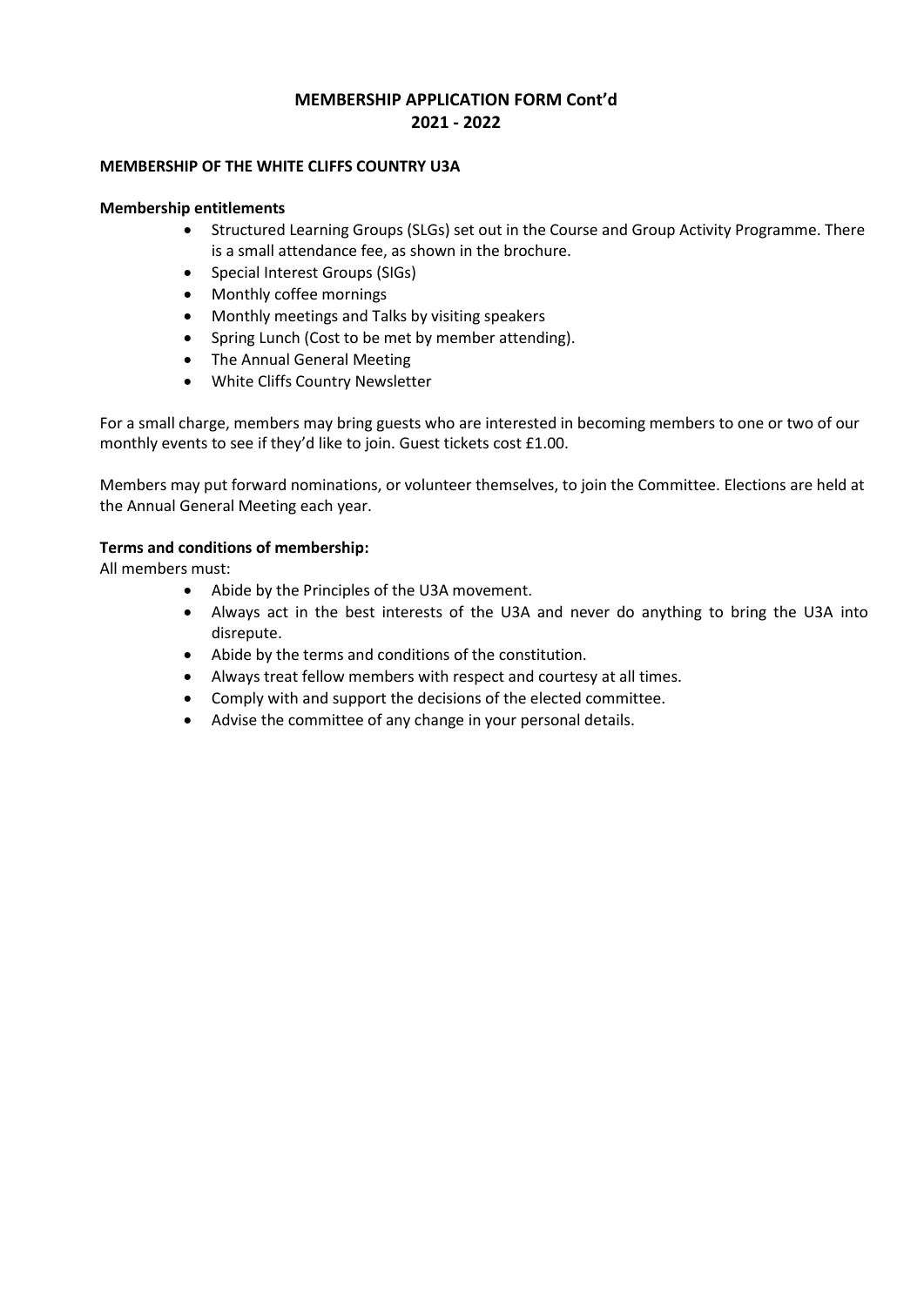# MEMBERSHIP APPLICATION FORM Cont'd
# 2021 - 2022

**MEMBERSHIP OF THE WHITE CLIFFS COUNTRY U3A**

**Membership entitlements**

- Structured Learning Groups (SLGs) set out in the Course and Group Activity Programme. There is a small attendance fee, as shown in the brochure.
- Special Interest Groups (SIGs)
- Monthly coffee mornings
- Monthly meetings and Talks by visiting speakers
- Spring Lunch (Cost to be met by member attending).
- The Annual General Meeting
- White Cliffs Country Newsletter

For a small charge, members may bring guests who are interested in becoming members to one or two of our monthly events to see if they'd like to join. Guest tickets cost £1.00.

Members may put forward nominations, or volunteer themselves, to join the Committee. Elections are held at the Annual General Meeting each year.

**Terms and conditions of membership:**

All members must:

- Abide by the Principles of the U3A movement.
- Always act in the best interests of the U3A and never do anything to bring the U3A into disrepute.
- Abide by the terms and conditions of the constitution.
- Always treat fellow members with respect and courtesy at all times.
- Comply with and support the decisions of the elected committee.
- Advise the committee of any change in your personal details.